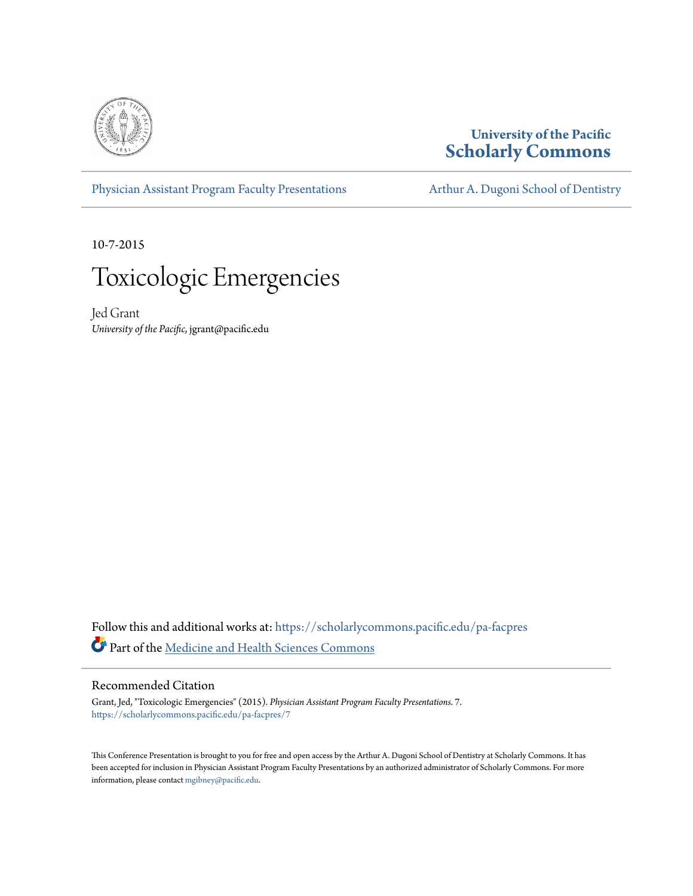University of the Pacific
**Scholarly Commons**

Physician Assistant Program Faculty Presentations | Arthur A. Dugoni School of Dentistry

10-7-2015

# Toxicologic Emergencies

Jed Grant
*University of the Pacific*, jgrant@pacific.edu

Follow this and additional works at: https://scholarlycommons.pacific.edu/pa-facpres

Part of the Medicine and Health Sciences Commons

## Recommended Citation

Grant, Jed, "Toxicologic Emergencies" (2015). *Physician Assistant Program Faculty Presentations*. 7.
https://scholarlycommons.pacific.edu/pa-facpres/7

This Conference Presentation is brought to you for free and open access by the Arthur A. Dugoni School of Dentistry at Scholarly Commons. It has been accepted for inclusion in Physician Assistant Program Faculty Presentations by an authorized administrator of Scholarly Commons. For more information, please contact mgibney@pacific.edu.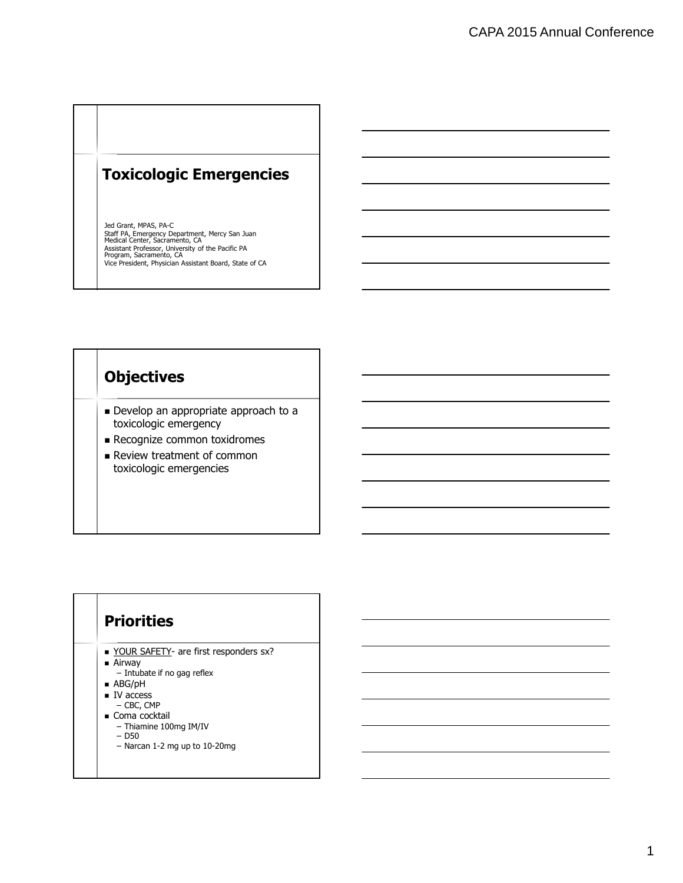# Toxicologic Emergencies

Jed Grant, MPAS, PA-C
Staff PA, Emergency Department, Mercy San Juan Medical Center, Sacramento, CA
Assistant Professor, University of the Pacific PA Program, Sacramento, CA
Vice President, Physician Assistant Board, State of CA

## Objectives

- Develop an appropriate approach to a toxicologic emergency
- Recognize common toxidromes
- Review treatment of common toxicologic emergencies

## Priorities

- YOUR SAFETY- are first responders sx?
- Airway
  - Intubate if no gag reflex
- ABG/pH
- IV access
  - CBC, CMP
- Coma cocktail
  - Thiamine 100mg IM/IV
  - D50
  - Narcan 1-2 mg up to 10-20mg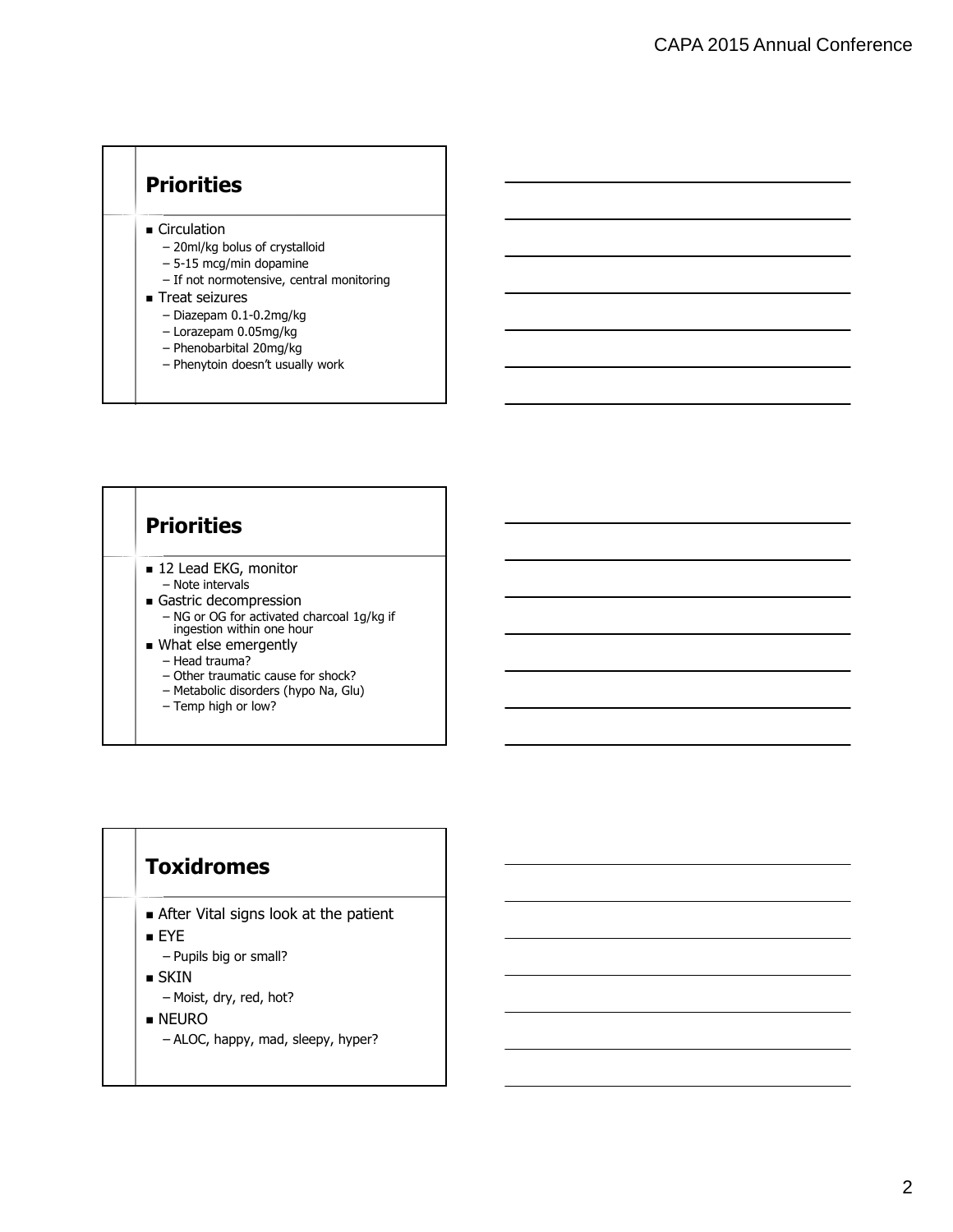## Priorities

- Circulation
  - 20ml/kg bolus of crystalloid
  - 5-15 mcg/min dopamine
  - If not normotensive, central monitoring
- Treat seizures
  - Diazepam 0.1-0.2mg/kg
  - Lorazepam 0.05mg/kg
  - Phenobarbital 20mg/kg
  - Phenytoin doesn't usually work

## Priorities

- 12 Lead EKG, monitor
  - Note intervals
- Gastric decompression
  - NG or OG for activated charcoal 1g/kg if ingestion within one hour
- What else emergently
  - Head trauma?
  - Other traumatic cause for shock?
  - Metabolic disorders (hypo Na, Glu)
  - Temp high or low?

## Toxidromes

- After Vital signs look at the patient
- EYE
  - Pupils big or small?
- SKIN
  - Moist, dry, red, hot?
- NEURO
  - ALOC, happy, mad, sleepy, hyper?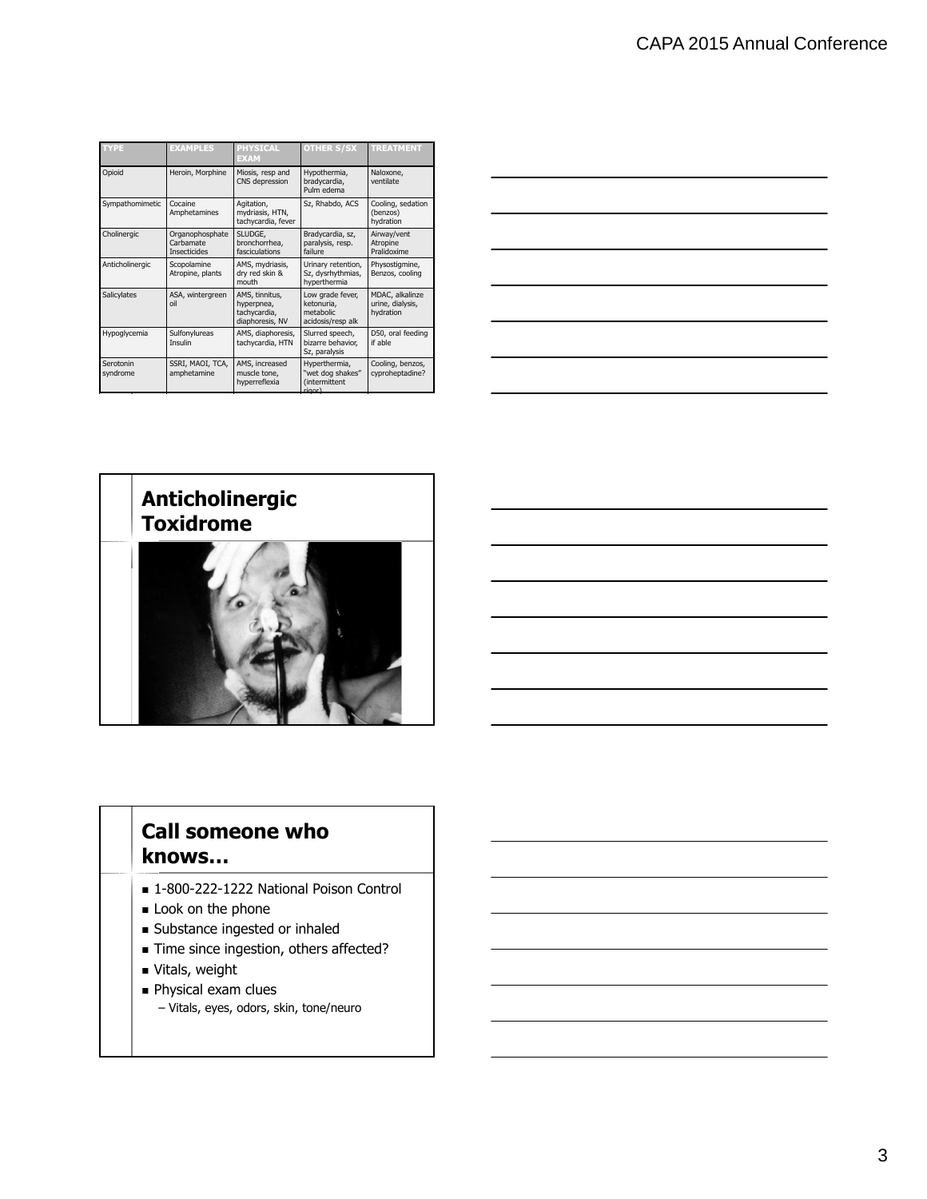| TYPE | EXAMPLES | PHYSICAL EXAM | OTHER S/SX | TREATMENT |
|---|---|---|---|---|
| Opioid | Heroin, Morphine | Miosis, resp and CNS depression | Hypothermia, bradycardia, Pulm edema | Naloxone, ventilate |
| Sympathomimetic | Cocaine Amphetamines | Agitation, mydriasis, HTN, tachycardia, fever | Sz, Rhabdo, ACS | Cooling, sedation (benzos) hydration |
| Cholinergic | Organophosphate Carbamate Insecticides | SLUDGE, bronchorrhea, fasciculations | Bradycardia, sz, paralysis, resp. failure | Airway/vent Atropine Pralidoxime |
| Anticholinergic | Scopolamine Atropine, plants | AMS, mydriasis, dry red skin & mouth | Urinary retention, Sz, dysrhythmias, hyperthermia | Physostigmine, Benzos, cooling |
| Salicylates | ASA, wintergreen oil | AMS, tinnitus, hyperpnea, tachycardia, diaphoresis, NV | Low grade fever, ketonuria, metabolic acidosis/resp alk | MDAC, alkalinze urine, dialysis, hydration |
| Hypoglycemia | Sulfonylureas Insulin | AMS, diaphoresis, tachycardia, HTN | Slurred speech, bizarre behavior, Sz, paralysis | D50, oral feeding if able |
| Serotonin syndrome | SSRI, MAOI, TCA, amphetamine | AMS, increased muscle tone, hyperreflexia | Hyperthermia, "wet dog shakes" (intermittent rigor) | Cooling, benzos, cyproheptadine? |

## Anticholinergic Toxidrome

## Call someone who knows…

- 1-800-222-1222 National Poison Control
- Look on the phone
- Substance ingested or inhaled
- Time since ingestion, others affected?
- Vitals, weight
- Physical exam clues
  - Vitals, eyes, odors, skin, tone/neuro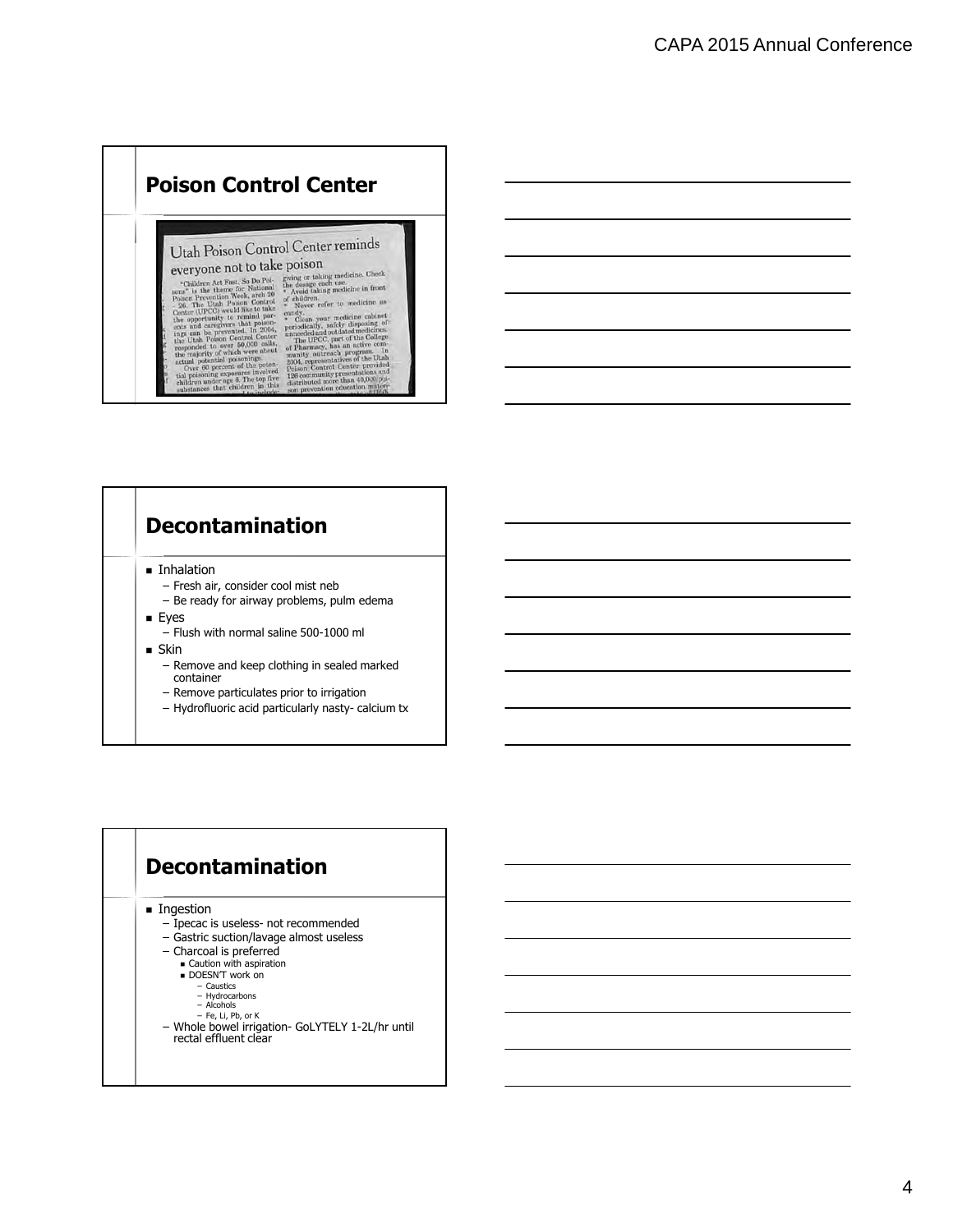## Poison Control Center

Utah Poison Control Center reminds everyone not to take poison

"Children Act Fast, So Do Poisons" is the theme for National Poison Prevention Week, arch 20 – 26. The Utah Poison Control Center (UPCC) would like to take the opportunity to remind parents and caregivers that poisonings can be prevented. In 2004, the Utah Poison Control Center responded to over 50,000 calls, the majority of which were about actual potential poisonings.

Over 60 percent of the potential poisoning exposures involved children under age 6. The top five substances that children in this

giving or taking medicine. Check the dosage each use.

* Avoid taking medicine in front of children.

* Never refer to medicine as candy.

* Clean your medicine cabinet periodically, safely disposing of unneeded and outdated medicines.

The UPCC, part of the College of Pharmacy, has an active community outreach program. In 2004, representatives of the Utah Poison Control Center provided 126 community presentations and distributed more than 40,000 poison prevention education materi-

## Decontamination

- Inhalation
  - Fresh air, consider cool mist neb
  - Be ready for airway problems, pulm edema
- Eyes
  - Flush with normal saline 500-1000 ml
- Skin
  - Remove and keep clothing in sealed marked container
  - Remove particulates prior to irrigation
  - Hydrofluoric acid particularly nasty- calcium tx

## Decontamination

- Ingestion
  - Ipecac is useless- not recommended
  - Gastric suction/lavage almost useless
  - Charcoal is preferred
    - Caution with aspiration
    - DOESN'T work on
      - Caustics
      - Hydrocarbons
      - Alcohols
      - Fe, Li, Pb, or K
  - Whole bowel irrigation- GoLYTELY 1-2L/hr until rectal effluent clear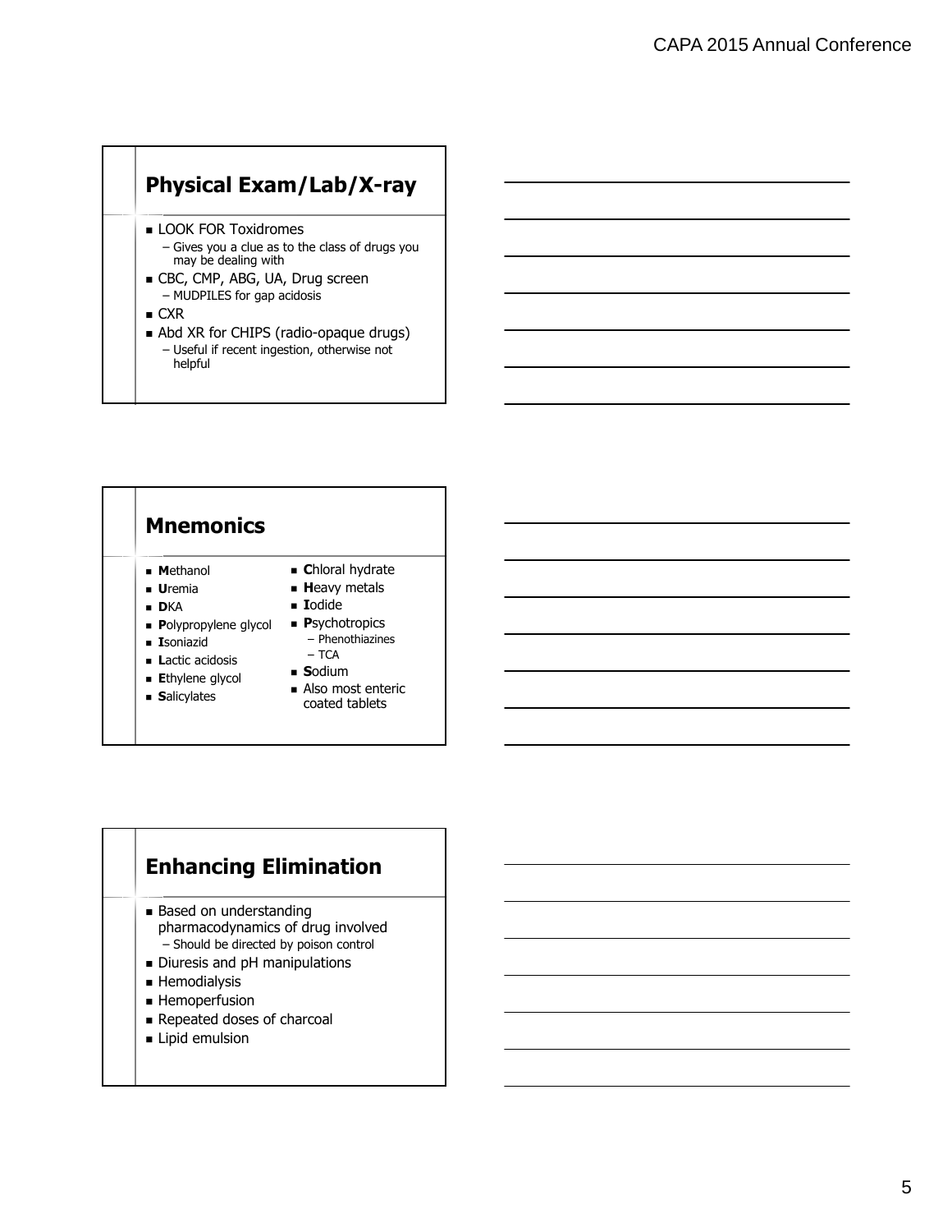## Physical Exam/Lab/X-ray

- LOOK FOR Toxidromes
  - Gives you a clue as to the class of drugs you may be dealing with
- CBC, CMP, ABG, UA, Drug screen
  - MUDPILES for gap acidosis
- CXR
- Abd XR for CHIPS (radio-opaque drugs)
  - Useful if recent ingestion, otherwise not helpful

## Mnemonics

- **M**ethanol
- **U**remia
- **D**KA
- **P**olypropylene glycol
- **I**soniazid
- **L**actic acidosis
- **E**thylene glycol
- **S**alicylates

- **C**hloral hydrate
- **H**eavy metals
- **I**odide
- **P**sychotropics
  - Phenothiazines
  - TCA
- **S**odium
- Also most enteric coated tablets

## Enhancing Elimination

- Based on understanding pharmacodynamics of drug involved
  - Should be directed by poison control
- Diuresis and pH manipulations
- Hemodialysis
- Hemoperfusion
- Repeated doses of charcoal
- Lipid emulsion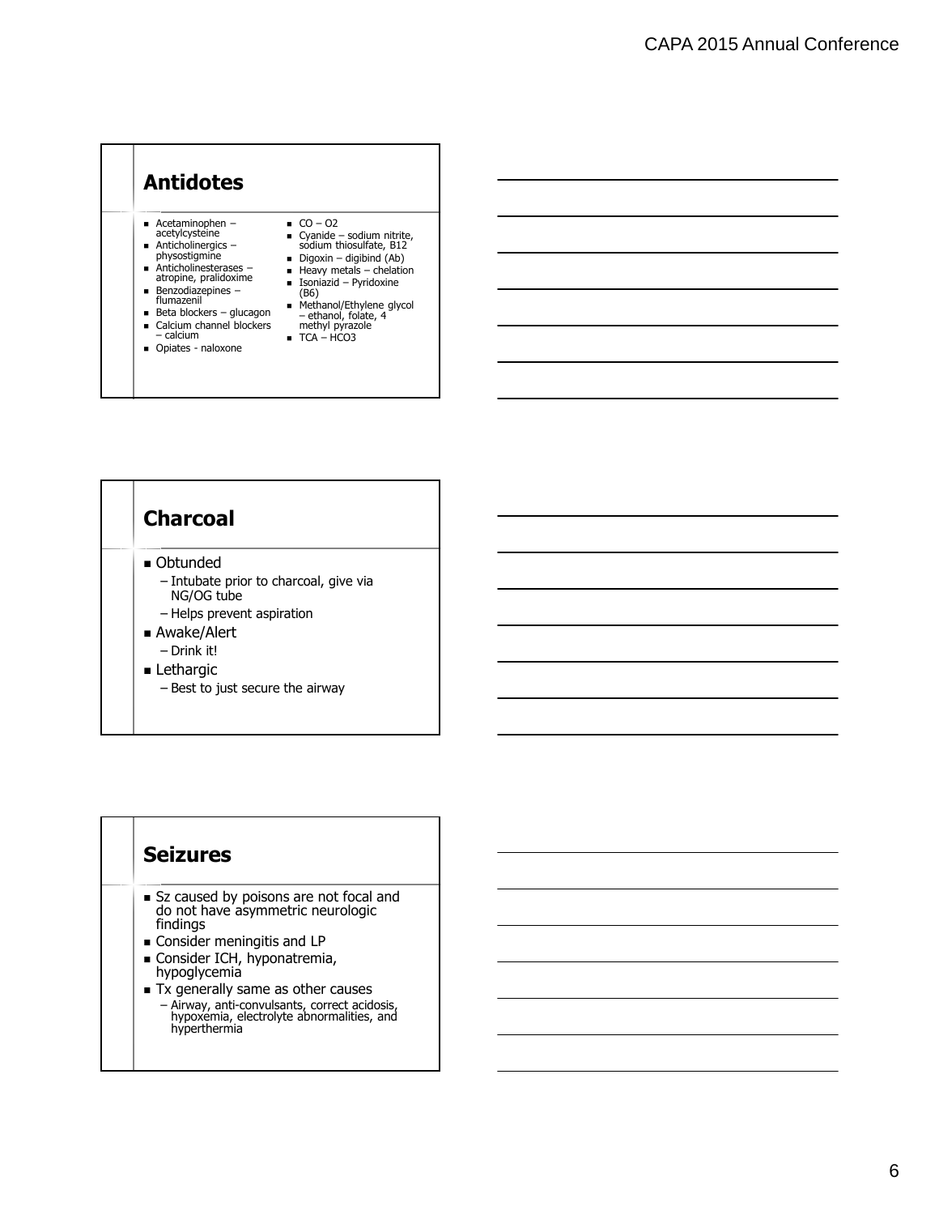## Antidotes

- Acetaminophen – acetylcysteine
- Anticholinergics – physostigmine
- Anticholinesterases – atropine, pralidoxime
- Benzodiazepines – flumazenil
- Beta blockers – glucagon
- Calcium channel blockers – calcium
- Opiates - naloxone
- CO – O2
- Cyanide – sodium nitrite, sodium thiosulfate, B12
- Digoxin – digibind (Ab)
- Heavy metals – chelation
- Isoniazid – Pyridoxine (B6)
- Methanol/Ethylene glycol – ethanol, folate, 4 methyl pyrazole
- TCA – HCO3

## Charcoal

- Obtunded
  - Intubate prior to charcoal, give via NG/OG tube
  - Helps prevent aspiration
- Awake/Alert
  - Drink it!
- Lethargic
  - Best to just secure the airway

## Seizures

- Sz caused by poisons are not focal and do not have asymmetric neurologic findings
- Consider meningitis and LP
- Consider ICH, hyponatremia, hypoglycemia
- Tx generally same as other causes
  - Airway, anti-convulsants, correct acidosis, hypoxemia, electrolyte abnormalities, and hyperthermia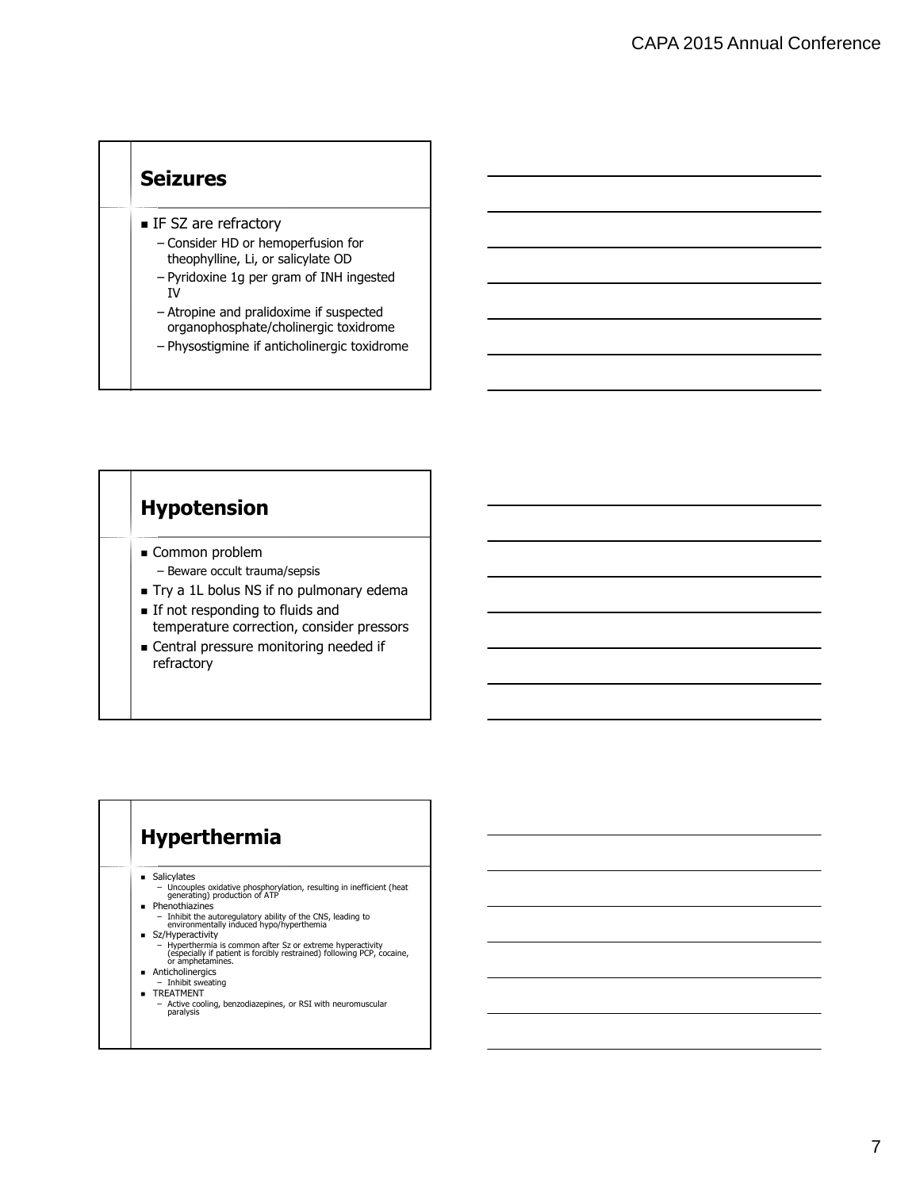## Seizures

- IF SZ are refractory
  - Consider HD or hemoperfusion for theophylline, Li, or salicylate OD
  - Pyridoxine 1g per gram of INH ingested IV
  - Atropine and pralidoxime if suspected organophosphate/cholinergic toxidrome
  - Physostigmine if anticholinergic toxidrome

## Hypotension

- Common problem
  - Beware occult trauma/sepsis
- Try a 1L bolus NS if no pulmonary edema
- If not responding to fluids and temperature correction, consider pressors
- Central pressure monitoring needed if refractory

## Hyperthermia

- Salicylates
  - Uncouples oxidative phosphorylation, resulting in inefficient (heat generating) production of ATP
- Phenothiazines
  - Inhibit the autoregulatory ability of the CNS, leading to environmentally induced hypo/hyperthemia
- Sz/Hyperactivity
  - Hyperthermia is common after Sz or extreme hyperactivity (especially if patient is forcibly restrained) following PCP, cocaine, or amphetamines.
- Anticholinergics
  - Inhibit sweating
- TREATMENT
  - Active cooling, benzodiazepines, or RSI with neuromuscular paralysis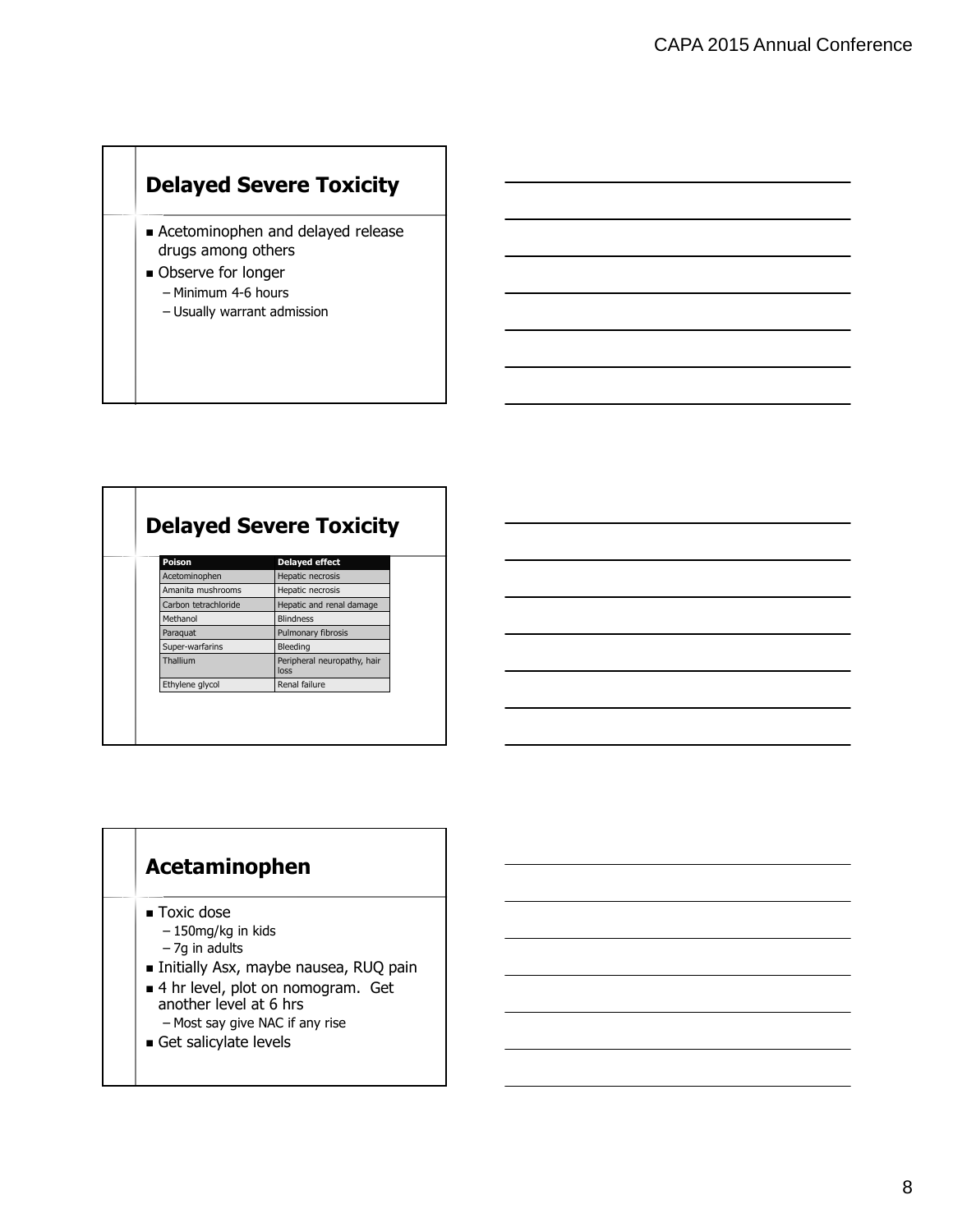## Delayed Severe Toxicity

- Acetominophen and delayed release drugs among others
- Observe for longer
  - Minimum 4-6 hours
  - Usually warrant admission

## Delayed Severe Toxicity

| Poison | Delayed effect |
|---|---|
| Acetominophen | Hepatic necrosis |
| Amanita mushrooms | Hepatic necrosis |
| Carbon tetrachloride | Hepatic and renal damage |
| Methanol | Blindness |
| Paraquat | Pulmonary fibrosis |
| Super-warfarins | Bleeding |
| Thallium | Peripheral neuropathy, hair loss |
| Ethylene glycol | Renal failure |

## Acetaminophen

- Toxic dose
  - 150mg/kg in kids
  - 7g in adults
- Initially Asx, maybe nausea, RUQ pain
- 4 hr level, plot on nomogram. Get another level at 6 hrs
  - Most say give NAC if any rise
- Get salicylate levels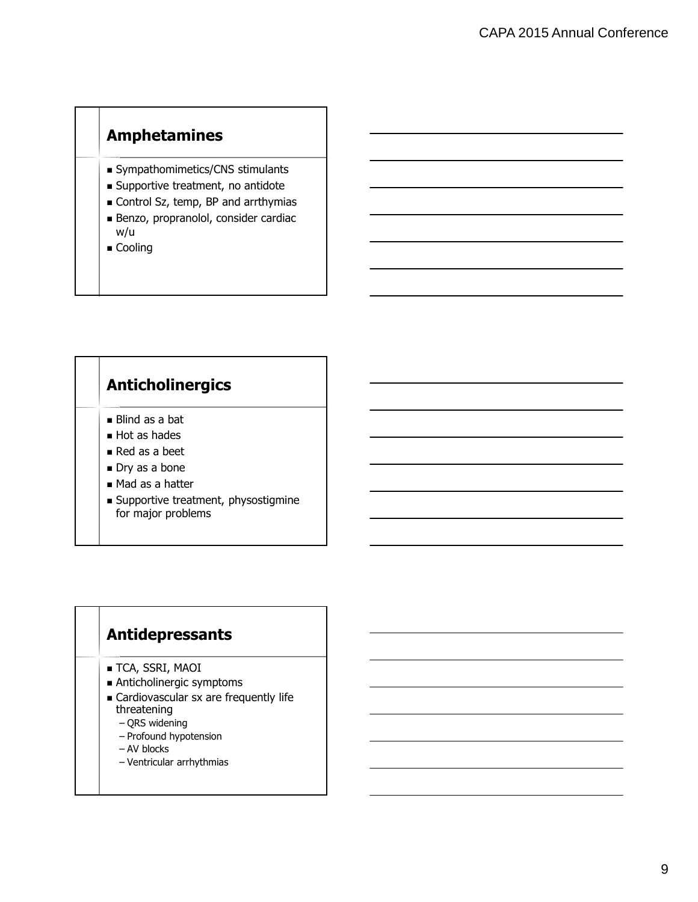## Amphetamines

- Sympathomimetics/CNS stimulants
- Supportive treatment, no antidote
- Control Sz, temp, BP and arrthymias
- Benzo, propranolol, consider cardiac w/u
- Cooling

## Anticholinergics

- Blind as a bat
- Hot as hades
- Red as a beet
- Dry as a bone
- Mad as a hatter
- Supportive treatment, physostigmine for major problems

## Antidepressants

- TCA, SSRI, MAOI
- Anticholinergic symptoms
- Cardiovascular sx are frequently life threatening
  - QRS widening
  - Profound hypotension
  - AV blocks
  - Ventricular arrhythmias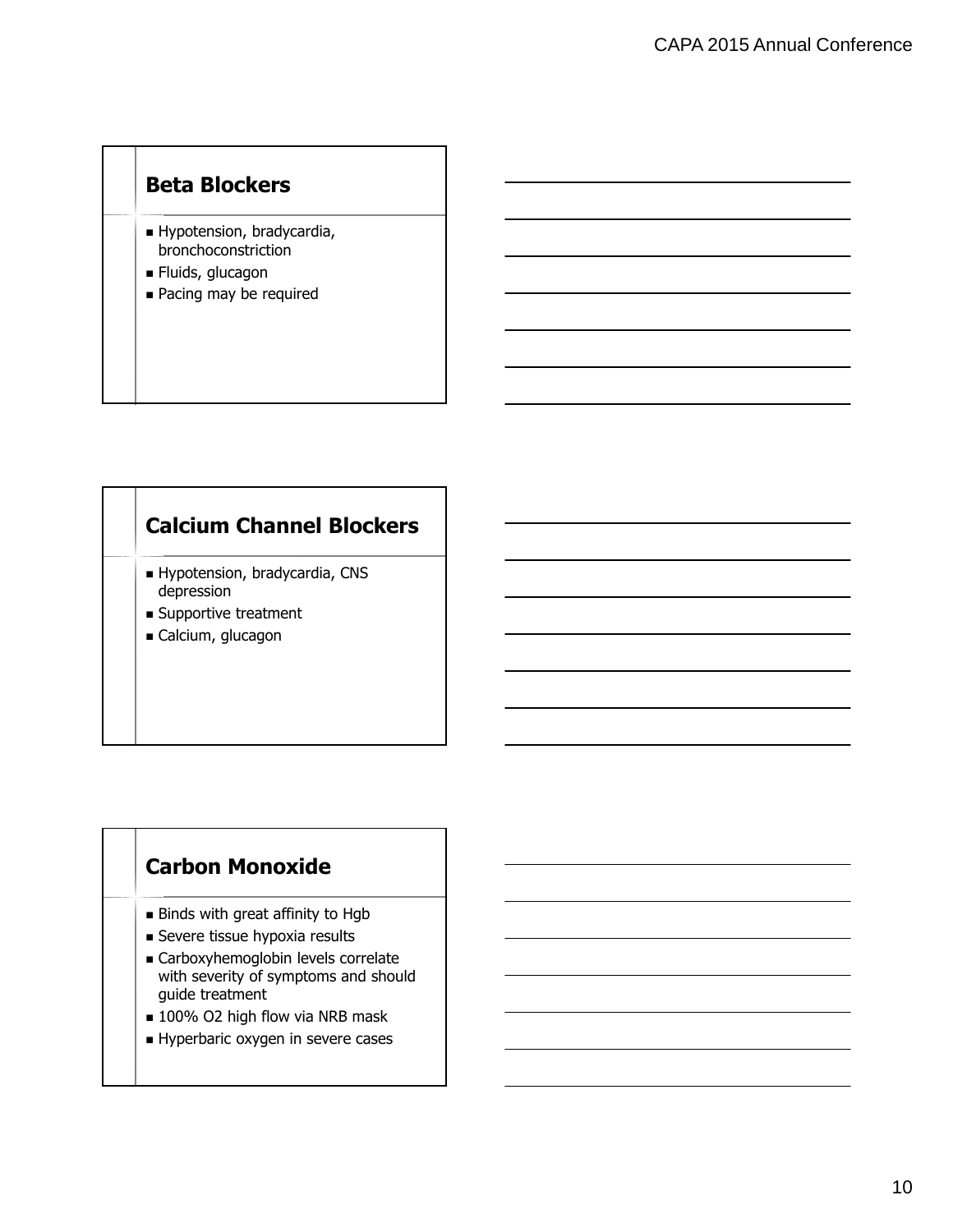## Beta Blockers

- Hypotension, bradycardia, bronchoconstriction
- Fluids, glucagon
- Pacing may be required

## Calcium Channel Blockers

- Hypotension, bradycardia, CNS depression
- Supportive treatment
- Calcium, glucagon

## Carbon Monoxide

- Binds with great affinity to Hgb
- Severe tissue hypoxia results
- Carboxyhemoglobin levels correlate with severity of symptoms and should guide treatment
- 100% $O_2$ high flow via NRB mask
- Hyperbaric oxygen in severe cases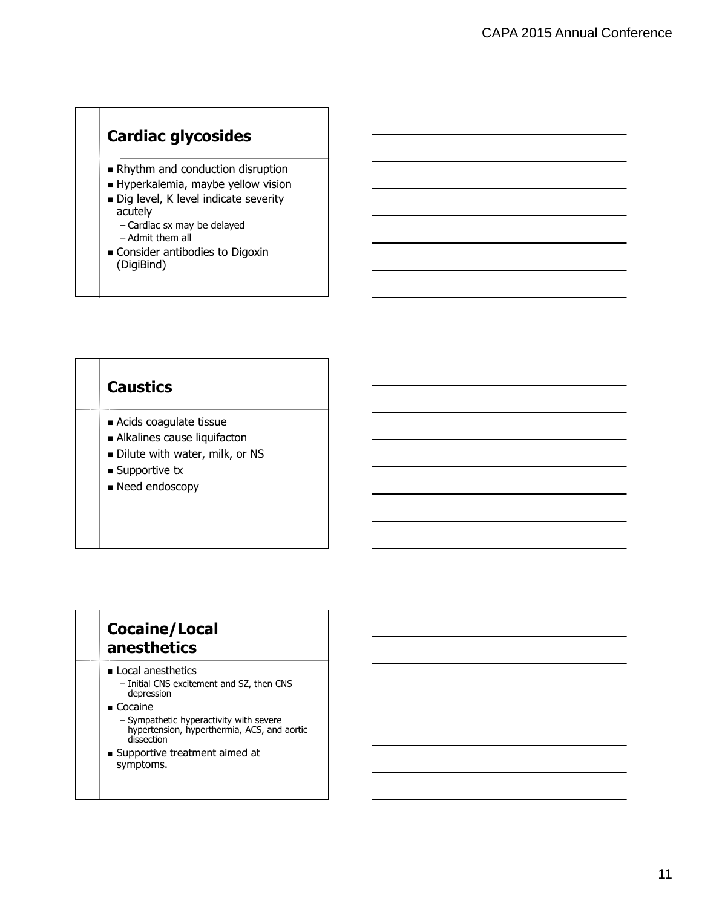## Cardiac glycosides

- Rhythm and conduction disruption
- Hyperkalemia, maybe yellow vision
- Dig level, K level indicate severity acutely
  - Cardiac sx may be delayed
  - Admit them all
- Consider antibodies to Digoxin (DigiBind)

## Caustics

- Acids coagulate tissue
- Alkalines cause liquifacton
- Dilute with water, milk, or NS
- Supportive tx
- Need endoscopy

## Cocaine/Local anesthetics

- Local anesthetics
  - Initial CNS excitement and SZ, then CNS depression
- Cocaine
  - Sympathetic hyperactivity with severe hypertension, hyperthermia, ACS, and aortic dissection
- Supportive treatment aimed at symptoms.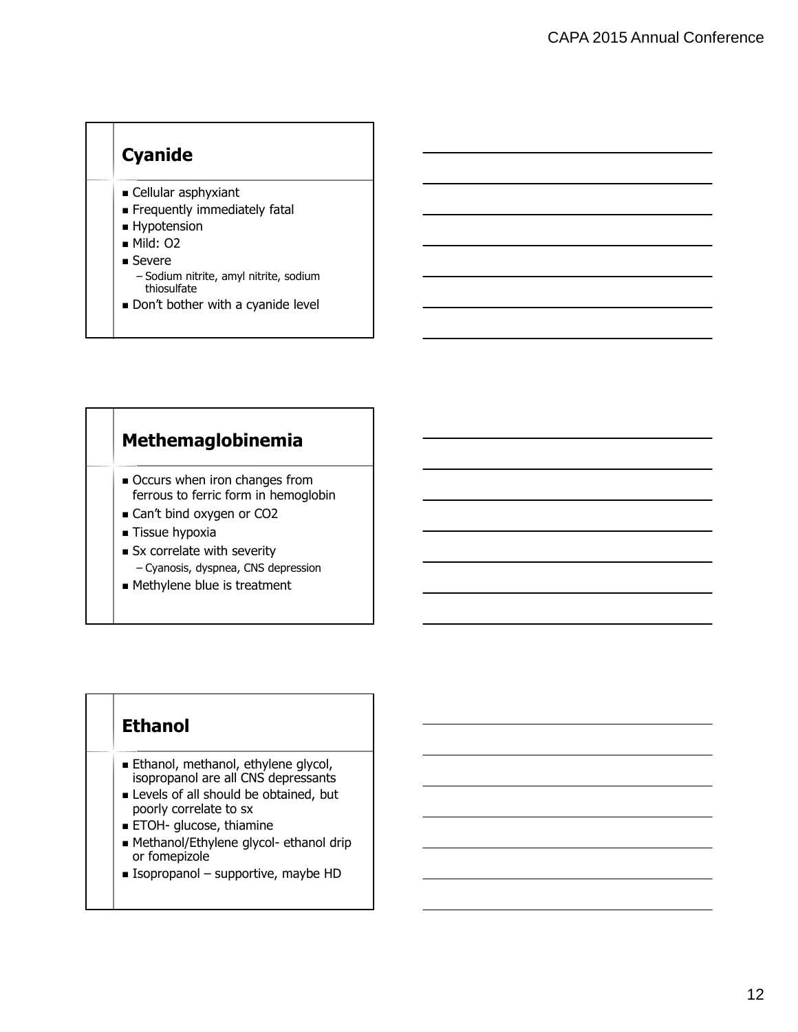## Cyanide

- Cellular asphyxiant
- Frequently immediately fatal
- Hypotension
- Mild: O2
- Severe
  - Sodium nitrite, amyl nitrite, sodium thiosulfate
- Don't bother with a cyanide level

## Methemaglobinemia

- Occurs when iron changes from ferrous to ferric form in hemoglobin
- Can't bind oxygen or CO2
- Tissue hypoxia
- Sx correlate with severity
  - Cyanosis, dyspnea, CNS depression
- Methylene blue is treatment

## Ethanol

- Ethanol, methanol, ethylene glycol, isopropanol are all CNS depressants
- Levels of all should be obtained, but poorly correlate to sx
- ETOH- glucose, thiamine
- Methanol/Ethylene glycol- ethanol drip or fomepizole
- Isopropanol – supportive, maybe HD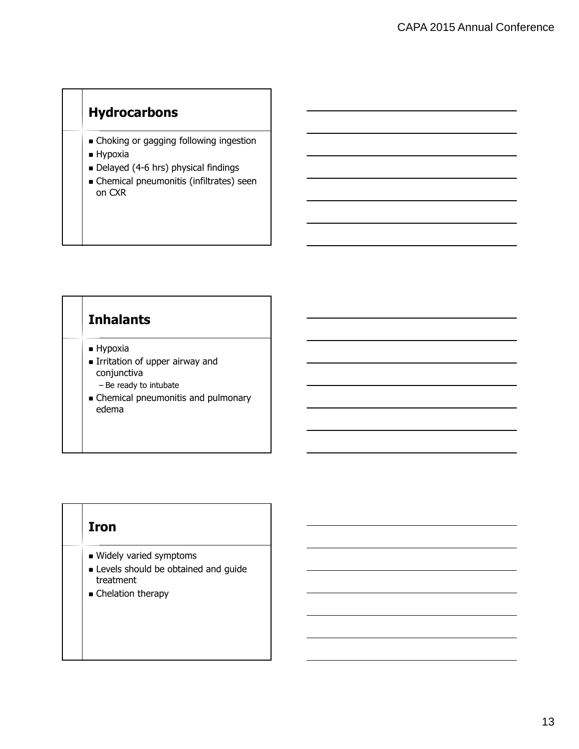## Hydrocarbons

- Choking or gagging following ingestion
- Hypoxia
- Delayed (4-6 hrs) physical findings
- Chemical pneumonitis (infiltrates) seen on CXR

## Inhalants

- Hypoxia
- Irritation of upper airway and conjunctiva
  - Be ready to intubate
- Chemical pneumonitis and pulmonary edema

## Iron

- Widely varied symptoms
- Levels should be obtained and guide treatment
- Chelation therapy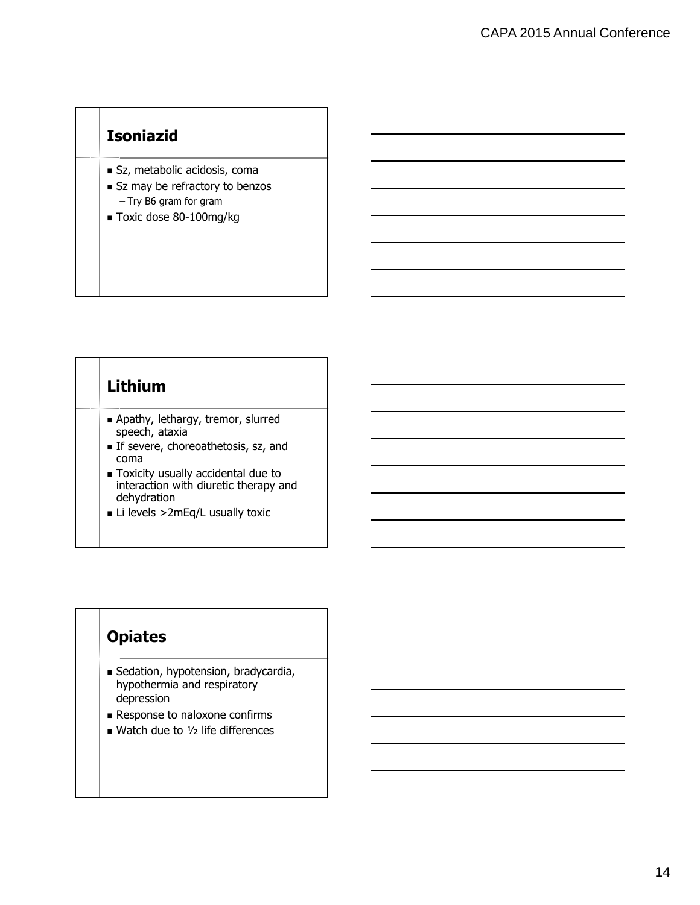## Isoniazid

- Sz, metabolic acidosis, coma
- Sz may be refractory to benzos
  - Try B6 gram for gram
- Toxic dose 80-100mg/kg

## Lithium

- Apathy, lethargy, tremor, slurred speech, ataxia
- If severe, choreoathetosis, sz, and coma
- Toxicity usually accidental due to interaction with diuretic therapy and dehydration
- Li levels >2mEq/L usually toxic

## Opiates

- Sedation, hypotension, bradycardia, hypothermia and respiratory depression
- Response to naloxone confirms
- Watch due to ½ life differences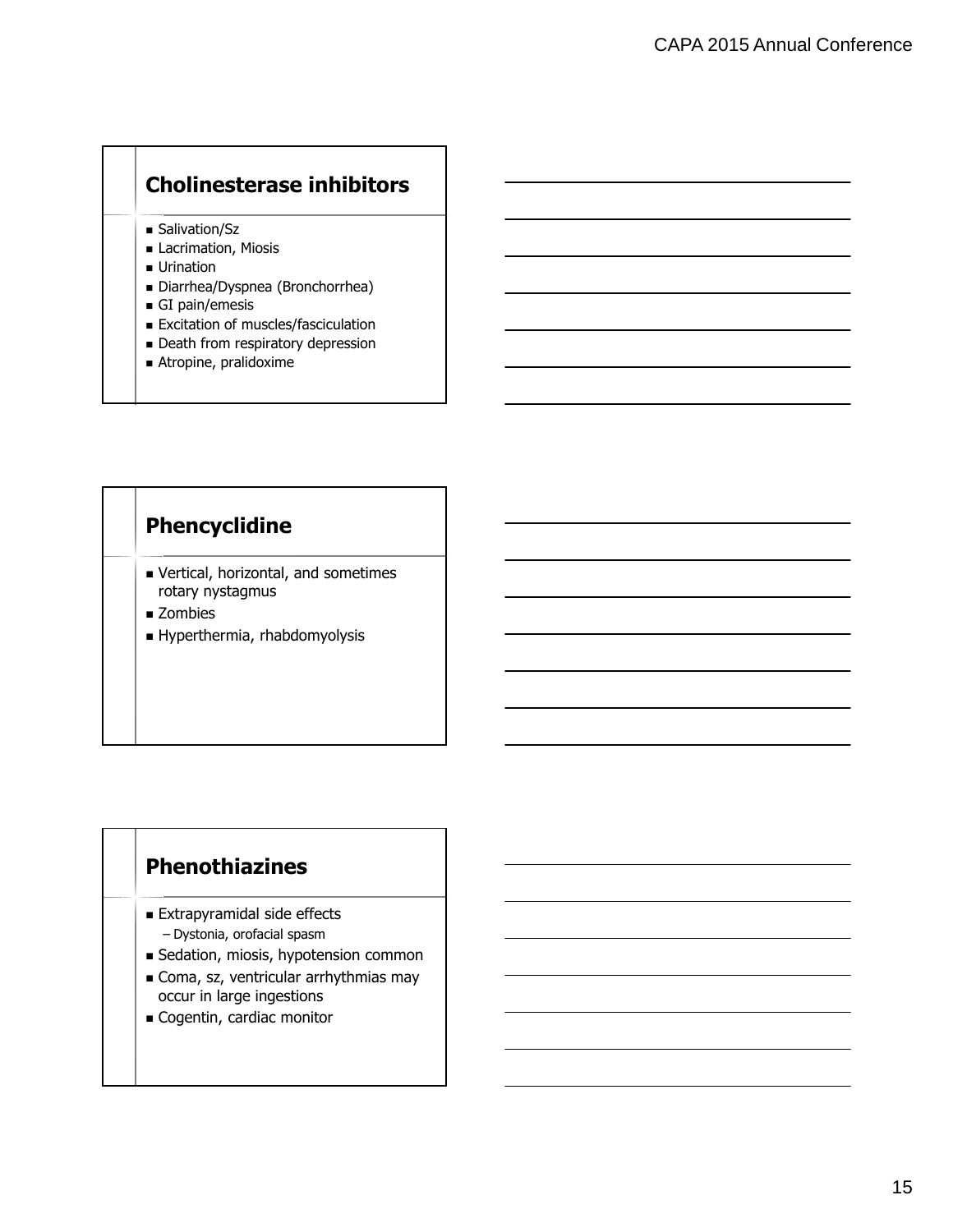## Cholinesterase inhibitors

- Salivation/Sz
- Lacrimation, Miosis
- Urination
- Diarrhea/Dyspnea (Bronchorrhea)
- GI pain/emesis
- Excitation of muscles/fasciculation
- Death from respiratory depression
- Atropine, pralidoxime

## Phencyclidine

- Vertical, horizontal, and sometimes rotary nystagmus
- Zombies
- Hyperthermia, rhabdomyolysis

## Phenothiazines

- Extrapyramidal side effects
  - Dystonia, orofacial spasm
- Sedation, miosis, hypotension common
- Coma, sz, ventricular arrhythmias may occur in large ingestions
- Cogentin, cardiac monitor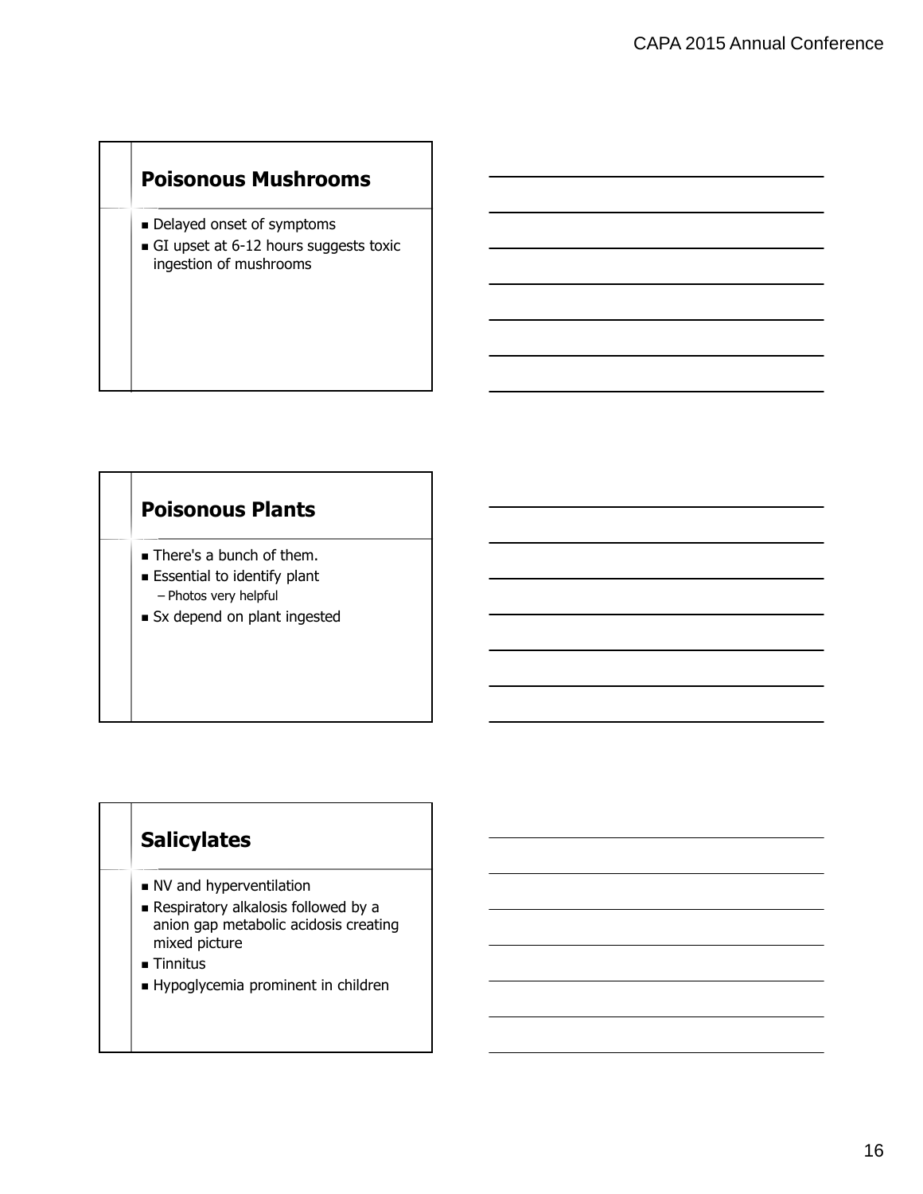## Poisonous Mushrooms

- Delayed onset of symptoms
- GI upset at 6-12 hours suggests toxic ingestion of mushrooms

## Poisonous Plants

- There's a bunch of them.
- Essential to identify plant
  - Photos very helpful
- Sx depend on plant ingested

## Salicylates

- NV and hyperventilation
- Respiratory alkalosis followed by a anion gap metabolic acidosis creating mixed picture
- Tinnitus
- Hypoglycemia prominent in children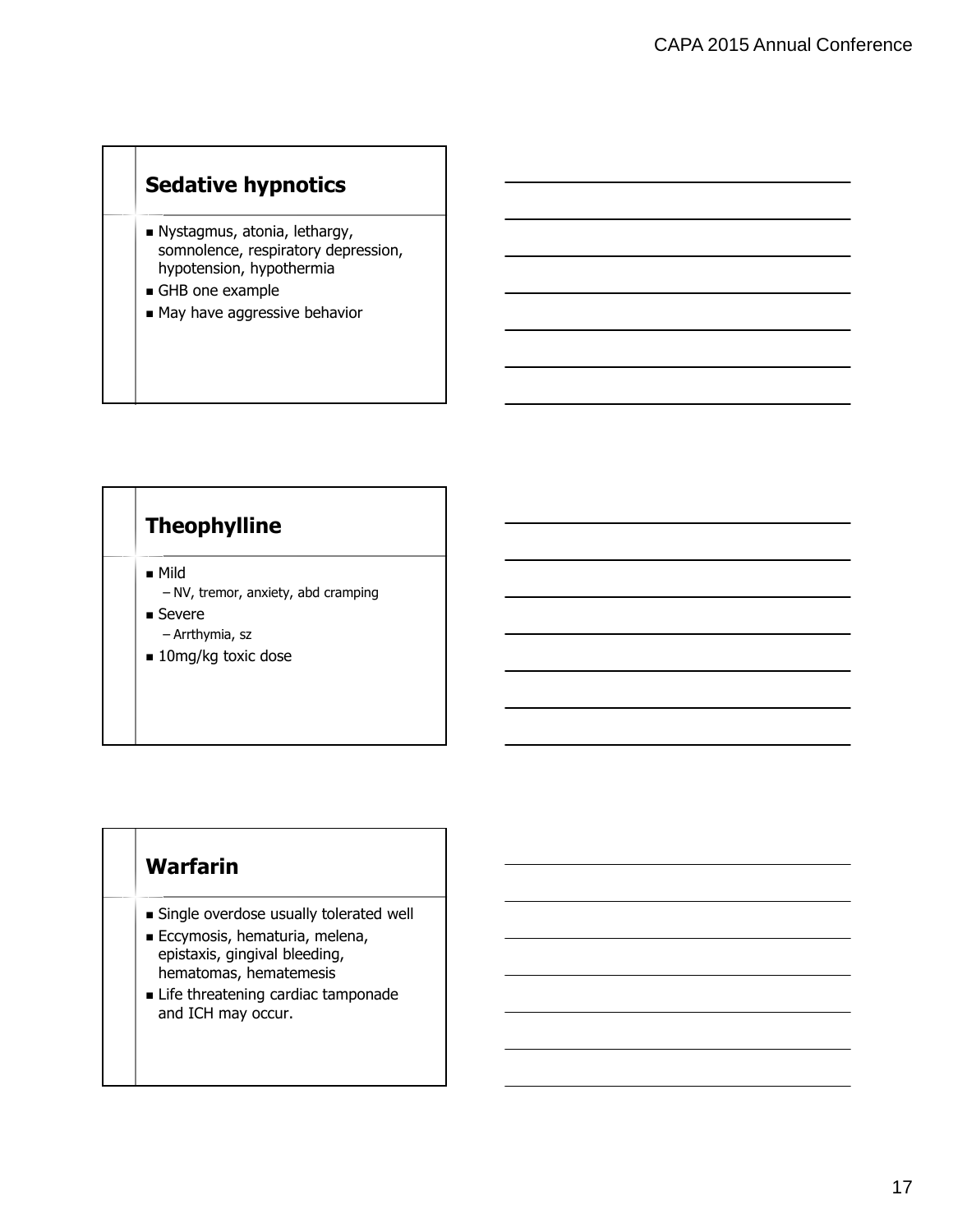## Sedative hypnotics

- Nystagmus, atonia, lethargy, somnolence, respiratory depression, hypotension, hypothermia
- GHB one example
- May have aggressive behavior

## Theophylline

- Mild
  - NV, tremor, anxiety, abd cramping
- Severe
  - Arrthymia, sz
- 10mg/kg toxic dose

## Warfarin

- Single overdose usually tolerated well
- Eccymosis, hematuria, melena, epistaxis, gingival bleeding, hematomas, hematemesis
- Life threatening cardiac tamponade and ICH may occur.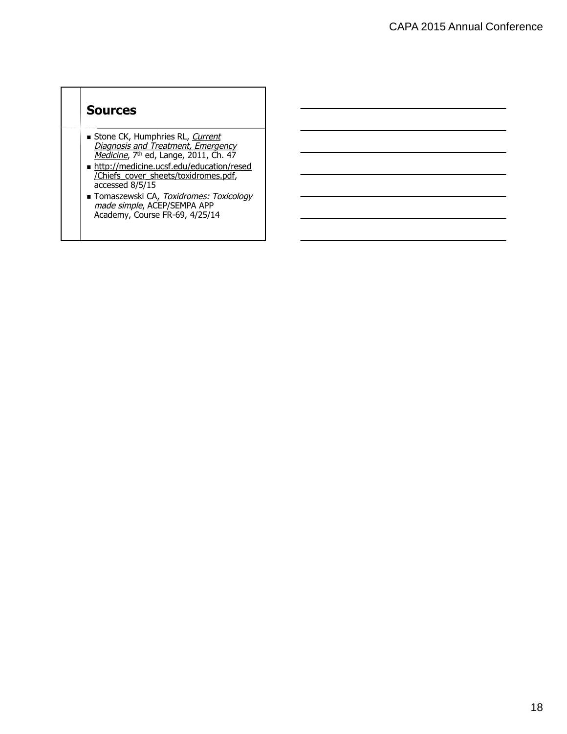## Sources

- Stone CK, Humphries RL, *Current Diagnosis and Treatment, Emergency Medicine*, 7th ed, Lange, 2011, Ch. 47
- http://medicine.ucsf.edu/education/resed/Chiefs_cover_sheets/toxidromes.pdf, accessed 8/5/15
- Tomaszewski CA, *Toxidromes: Toxicology made simple*, ACEP/SEMPA APP Academy, Course FR-69, 4/25/14